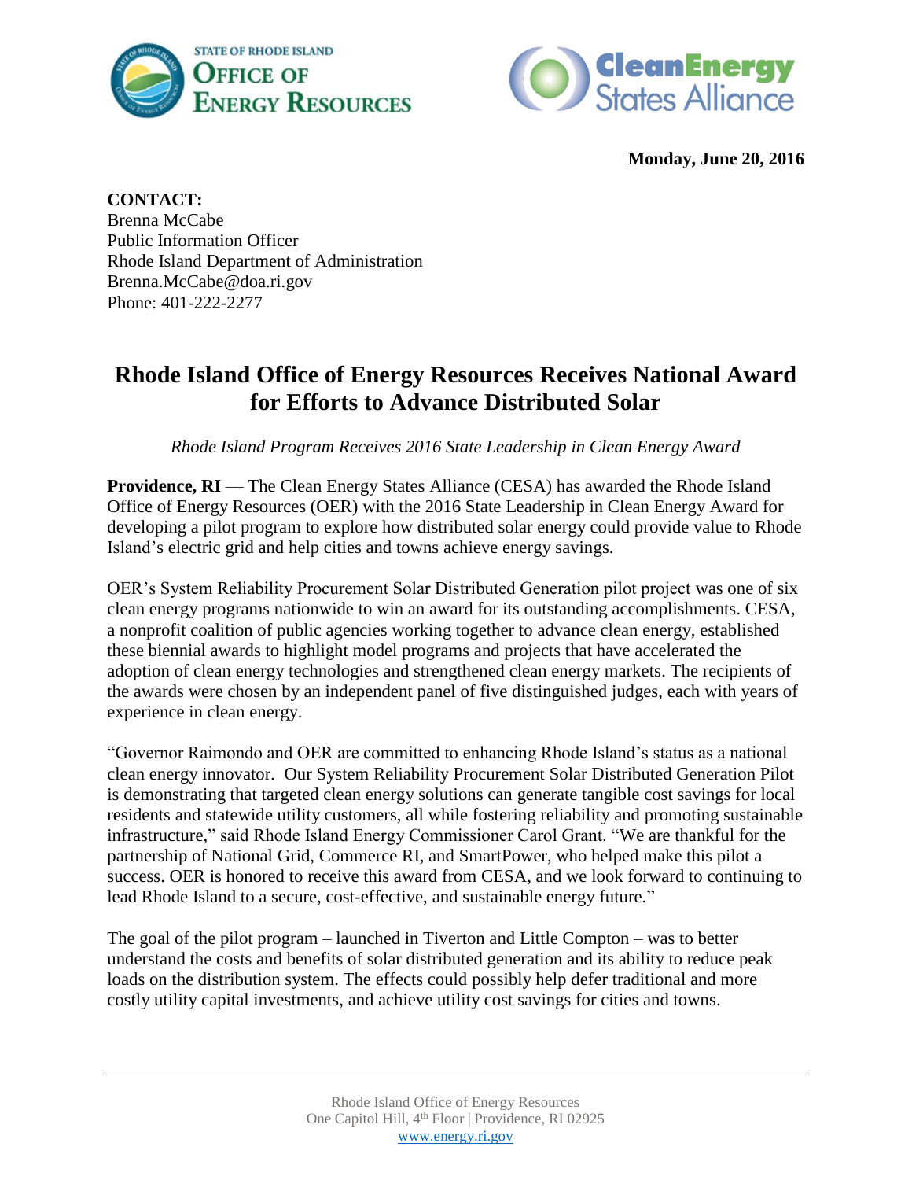STATE OF RHODE ISLAND
OFFICE OF ENERGY RESOURCES

Clean Energy States Alliance

**Monday, June 20, 2016**

**CONTACT:**
Brenna McCabe
Public Information Officer
Rhode Island Department of Administration
Brenna.McCabe@doa.ri.gov
Phone: 401-222-2277

# Rhode Island Office of Energy Resources Receives National Award for Efforts to Advance Distributed Solar

*Rhode Island Program Receives 2016 State Leadership in Clean Energy Award*

**Providence, RI** — The Clean Energy States Alliance (CESA) has awarded the Rhode Island Office of Energy Resources (OER) with the 2016 State Leadership in Clean Energy Award for developing a pilot program to explore how distributed solar energy could provide value to Rhode Island's electric grid and help cities and towns achieve energy savings.

OER's System Reliability Procurement Solar Distributed Generation pilot project was one of six clean energy programs nationwide to win an award for its outstanding accomplishments. CESA, a nonprofit coalition of public agencies working together to advance clean energy, established these biennial awards to highlight model programs and projects that have accelerated the adoption of clean energy technologies and strengthened clean energy markets. The recipients of the awards were chosen by an independent panel of five distinguished judges, each with years of experience in clean energy.

"Governor Raimondo and OER are committed to enhancing Rhode Island's status as a national clean energy innovator. Our System Reliability Procurement Solar Distributed Generation Pilot is demonstrating that targeted clean energy solutions can generate tangible cost savings for local residents and statewide utility customers, all while fostering reliability and promoting sustainable infrastructure," said Rhode Island Energy Commissioner Carol Grant. "We are thankful for the partnership of National Grid, Commerce RI, and SmartPower, who helped make this pilot a success. OER is honored to receive this award from CESA, and we look forward to continuing to lead Rhode Island to a secure, cost-effective, and sustainable energy future."

The goal of the pilot program – launched in Tiverton and Little Compton – was to better understand the costs and benefits of solar distributed generation and its ability to reduce peak loads on the distribution system. The effects could possibly help defer traditional and more costly utility capital investments, and achieve utility cost savings for cities and towns.

Rhode Island Office of Energy Resources
One Capitol Hill, 4th Floor | Providence, RI 02925
www.energy.ri.gov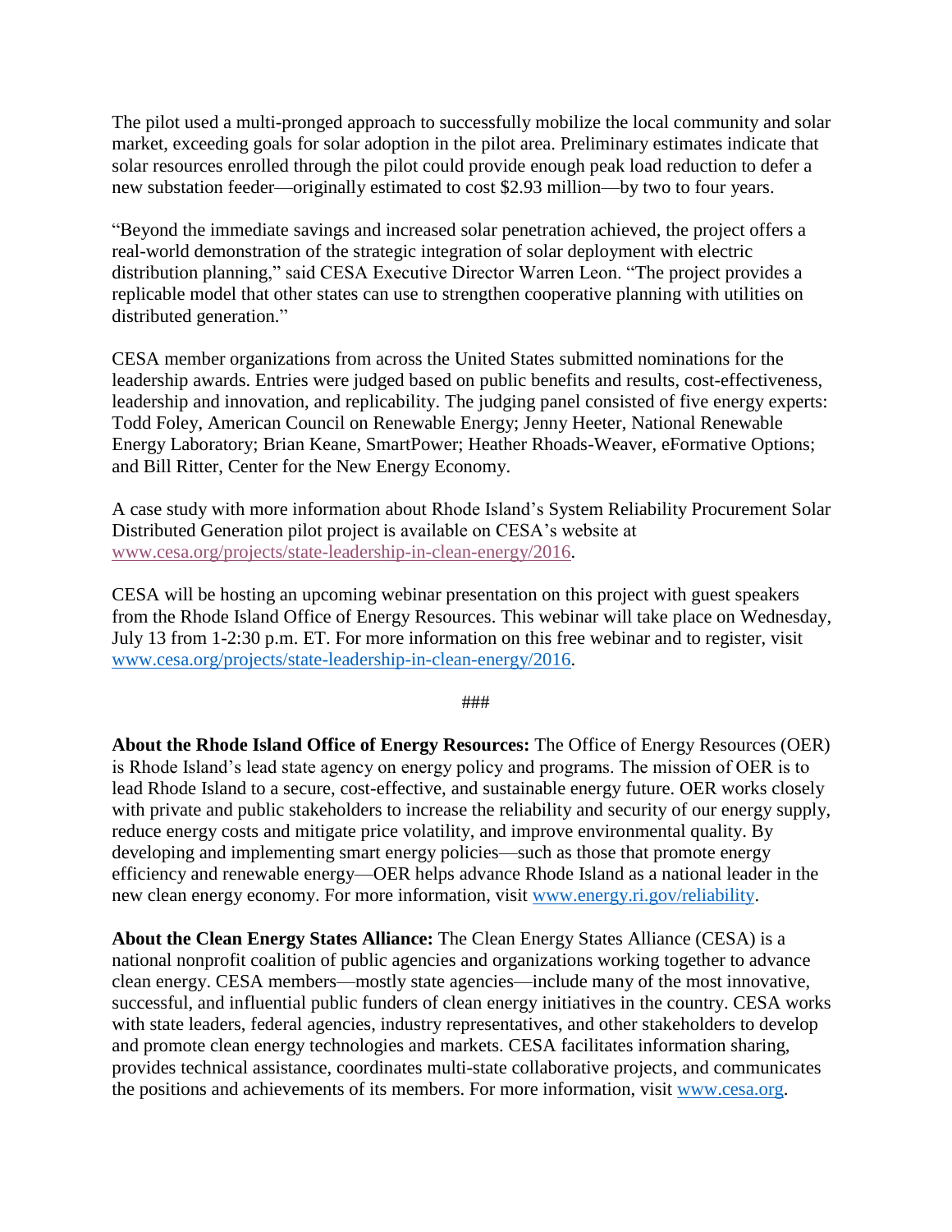The pilot used a multi-pronged approach to successfully mobilize the local community and solar market, exceeding goals for solar adoption in the pilot area. Preliminary estimates indicate that solar resources enrolled through the pilot could provide enough peak load reduction to defer a new substation feeder—originally estimated to cost $2.93 million—by two to four years.

"Beyond the immediate savings and increased solar penetration achieved, the project offers a real-world demonstration of the strategic integration of solar deployment with electric distribution planning," said CESA Executive Director Warren Leon. "The project provides a replicable model that other states can use to strengthen cooperative planning with utilities on distributed generation."

CESA member organizations from across the United States submitted nominations for the leadership awards. Entries were judged based on public benefits and results, cost-effectiveness, leadership and innovation, and replicability. The judging panel consisted of five energy experts: Todd Foley, American Council on Renewable Energy; Jenny Heeter, National Renewable Energy Laboratory; Brian Keane, SmartPower; Heather Rhoads-Weaver, eFormative Options; and Bill Ritter, Center for the New Energy Economy.

A case study with more information about Rhode Island's System Reliability Procurement Solar Distributed Generation pilot project is available on CESA's website at www.cesa.org/projects/state-leadership-in-clean-energy/2016.

CESA will be hosting an upcoming webinar presentation on this project with guest speakers from the Rhode Island Office of Energy Resources. This webinar will take place on Wednesday, July 13 from 1-2:30 p.m. ET. For more information on this free webinar and to register, visit www.cesa.org/projects/state-leadership-in-clean-energy/2016.

###

**About the Rhode Island Office of Energy Resources:** The Office of Energy Resources (OER) is Rhode Island's lead state agency on energy policy and programs. The mission of OER is to lead Rhode Island to a secure, cost-effective, and sustainable energy future. OER works closely with private and public stakeholders to increase the reliability and security of our energy supply, reduce energy costs and mitigate price volatility, and improve environmental quality. By developing and implementing smart energy policies—such as those that promote energy efficiency and renewable energy—OER helps advance Rhode Island as a national leader in the new clean energy economy. For more information, visit www.energy.ri.gov/reliability.

**About the Clean Energy States Alliance:** The Clean Energy States Alliance (CESA) is a national nonprofit coalition of public agencies and organizations working together to advance clean energy. CESA members—mostly state agencies—include many of the most innovative, successful, and influential public funders of clean energy initiatives in the country. CESA works with state leaders, federal agencies, industry representatives, and other stakeholders to develop and promote clean energy technologies and markets. CESA facilitates information sharing, provides technical assistance, coordinates multi-state collaborative projects, and communicates the positions and achievements of its members. For more information, visit www.cesa.org.